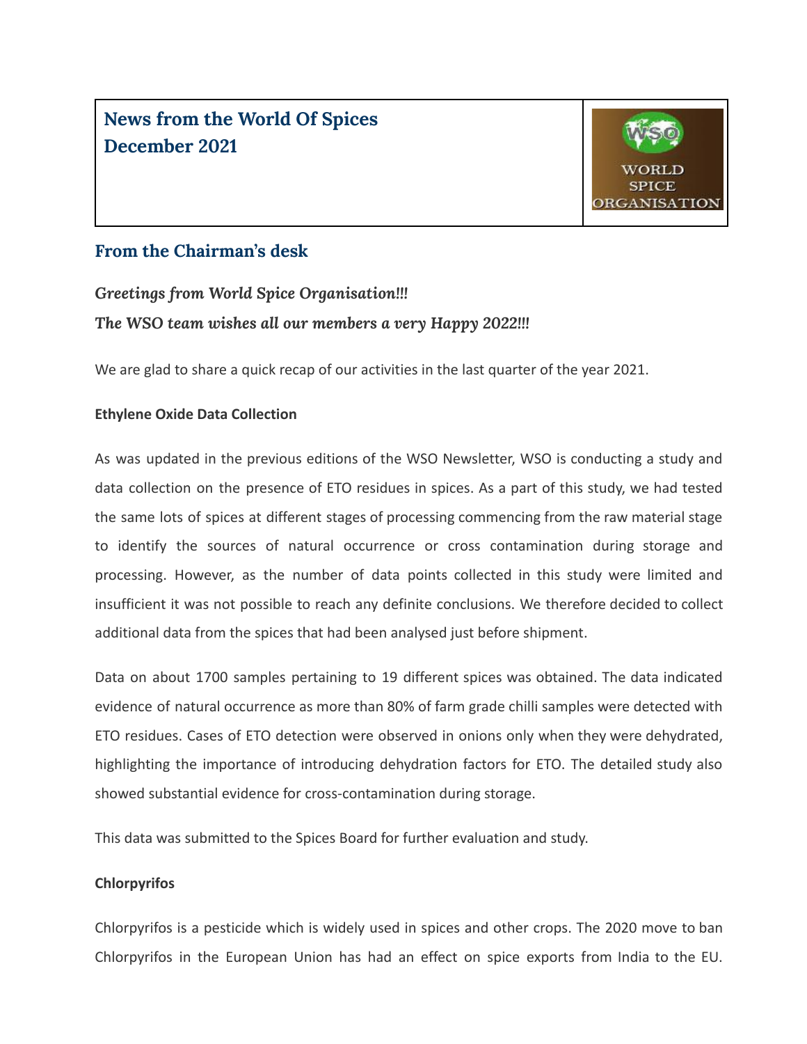# News from the World Of Spices
# December 2021

WORLD SPICE ORGANISATION

## From the Chairman's desk

***Greetings from World Spice Organisation!!!***

***The WSO team wishes all our members a very Happy 2022!!!***

We are glad to share a quick recap of our activities in the last quarter of the year 2021.

**Ethylene Oxide Data Collection**

As was updated in the previous editions of the WSO Newsletter, WSO is conducting a study and data collection on the presence of ETO residues in spices. As a part of this study, we had tested the same lots of spices at different stages of processing commencing from the raw material stage to identify the sources of natural occurrence or cross contamination during storage and processing. However, as the number of data points collected in this study were limited and insufficient it was not possible to reach any definite conclusions. We therefore decided to collect additional data from the spices that had been analysed just before shipment.

Data on about 1700 samples pertaining to 19 different spices was obtained. The data indicated evidence of natural occurrence as more than 80% of farm grade chilli samples were detected with ETO residues. Cases of ETO detection were observed in onions only when they were dehydrated, highlighting the importance of introducing dehydration factors for ETO. The detailed study also showed substantial evidence for cross-contamination during storage.

This data was submitted to the Spices Board for further evaluation and study.

**Chlorpyrifos**

Chlorpyrifos is a pesticide which is widely used in spices and other crops. The 2020 move to ban Chlorpyrifos in the European Union has had an effect on spice exports from India to the EU.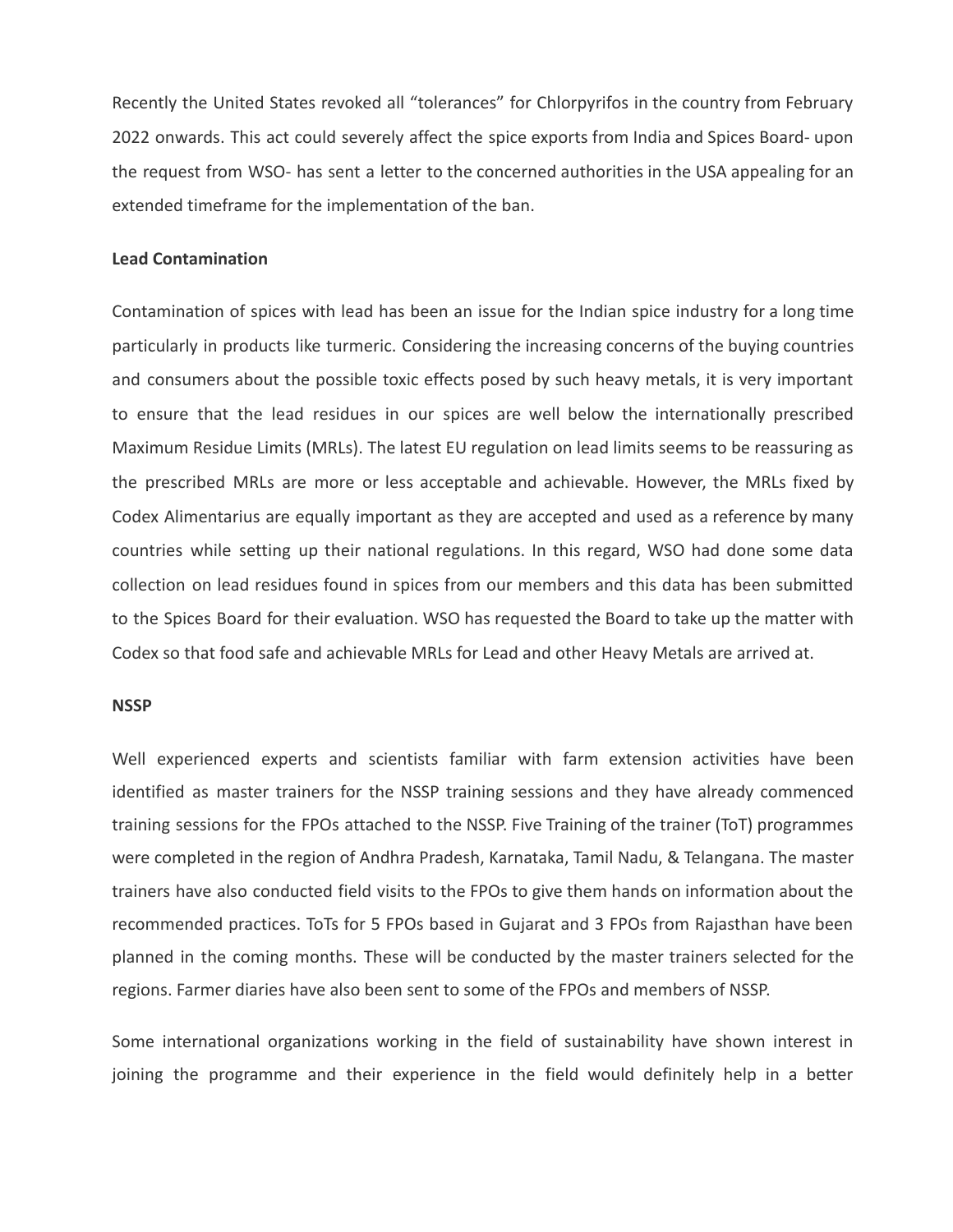Recently the United States revoked all "tolerances" for Chlorpyrifos in the country from February 2022 onwards. This act could severely affect the spice exports from India and Spices Board- upon the request from WSO- has sent a letter to the concerned authorities in the USA appealing for an extended timeframe for the implementation of the ban.

**Lead Contamination**

Contamination of spices with lead has been an issue for the Indian spice industry for a long time particularly in products like turmeric. Considering the increasing concerns of the buying countries and consumers about the possible toxic effects posed by such heavy metals, it is very important to ensure that the lead residues in our spices are well below the internationally prescribed Maximum Residue Limits (MRLs). The latest EU regulation on lead limits seems to be reassuring as the prescribed MRLs are more or less acceptable and achievable. However, the MRLs fixed by Codex Alimentarius are equally important as they are accepted and used as a reference by many countries while setting up their national regulations. In this regard, WSO had done some data collection on lead residues found in spices from our members and this data has been submitted to the Spices Board for their evaluation. WSO has requested the Board to take up the matter with Codex so that food safe and achievable MRLs for Lead and other Heavy Metals are arrived at.

**NSSP**

Well experienced experts and scientists familiar with farm extension activities have been identified as master trainers for the NSSP training sessions and they have already commenced training sessions for the FPOs attached to the NSSP. Five Training of the trainer (ToT) programmes were completed in the region of Andhra Pradesh, Karnataka, Tamil Nadu, & Telangana. The master trainers have also conducted field visits to the FPOs to give them hands on information about the recommended practices. ToTs for 5 FPOs based in Gujarat and 3 FPOs from Rajasthan have been planned in the coming months. These will be conducted by the master trainers selected for the regions. Farmer diaries have also been sent to some of the FPOs and members of NSSP.

Some international organizations working in the field of sustainability have shown interest in joining the programme and their experience in the field would definitely help in a better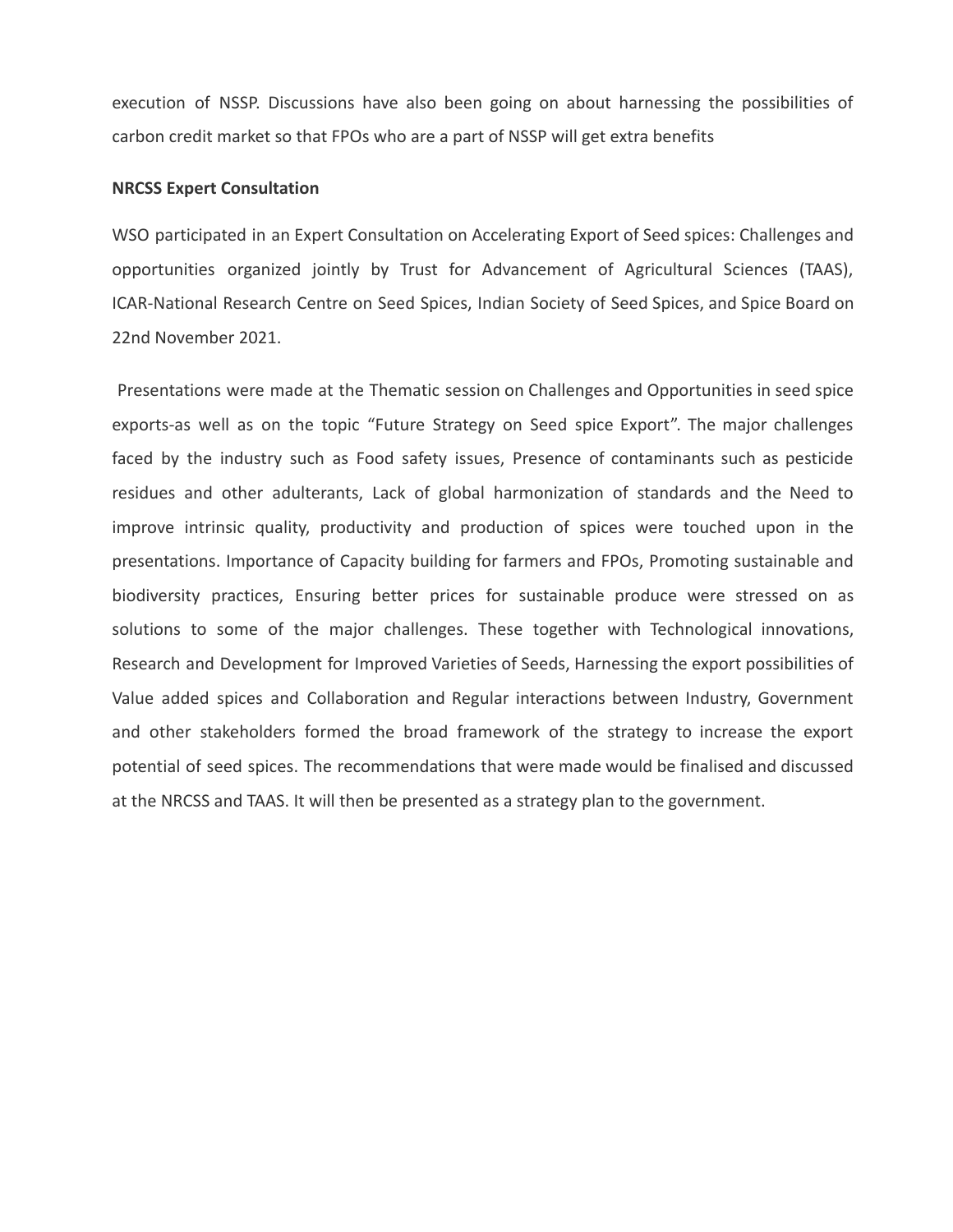execution of NSSP. Discussions have also been going on about harnessing the possibilities of carbon credit market so that FPOs who are a part of NSSP will get extra benefits

**NRCSS Expert Consultation**

WSO participated in an Expert Consultation on Accelerating Export of Seed spices: Challenges and opportunities organized jointly by Trust for Advancement of Agricultural Sciences (TAAS), ICAR-National Research Centre on Seed Spices, Indian Society of Seed Spices, and Spice Board on 22nd November 2021.

Presentations were made at the Thematic session on Challenges and Opportunities in seed spice exports-as well as on the topic "Future Strategy on Seed spice Export". The major challenges faced by the industry such as Food safety issues, Presence of contaminants such as pesticide residues and other adulterants, Lack of global harmonization of standards and the Need to improve intrinsic quality, productivity and production of spices were touched upon in the presentations. Importance of Capacity building for farmers and FPOs, Promoting sustainable and biodiversity practices, Ensuring better prices for sustainable produce were stressed on as solutions to some of the major challenges. These together with Technological innovations, Research and Development for Improved Varieties of Seeds, Harnessing the export possibilities of Value added spices and Collaboration and Regular interactions between Industry, Government and other stakeholders formed the broad framework of the strategy to increase the export potential of seed spices. The recommendations that were made would be finalised and discussed at the NRCSS and TAAS. It will then be presented as a strategy plan to the government.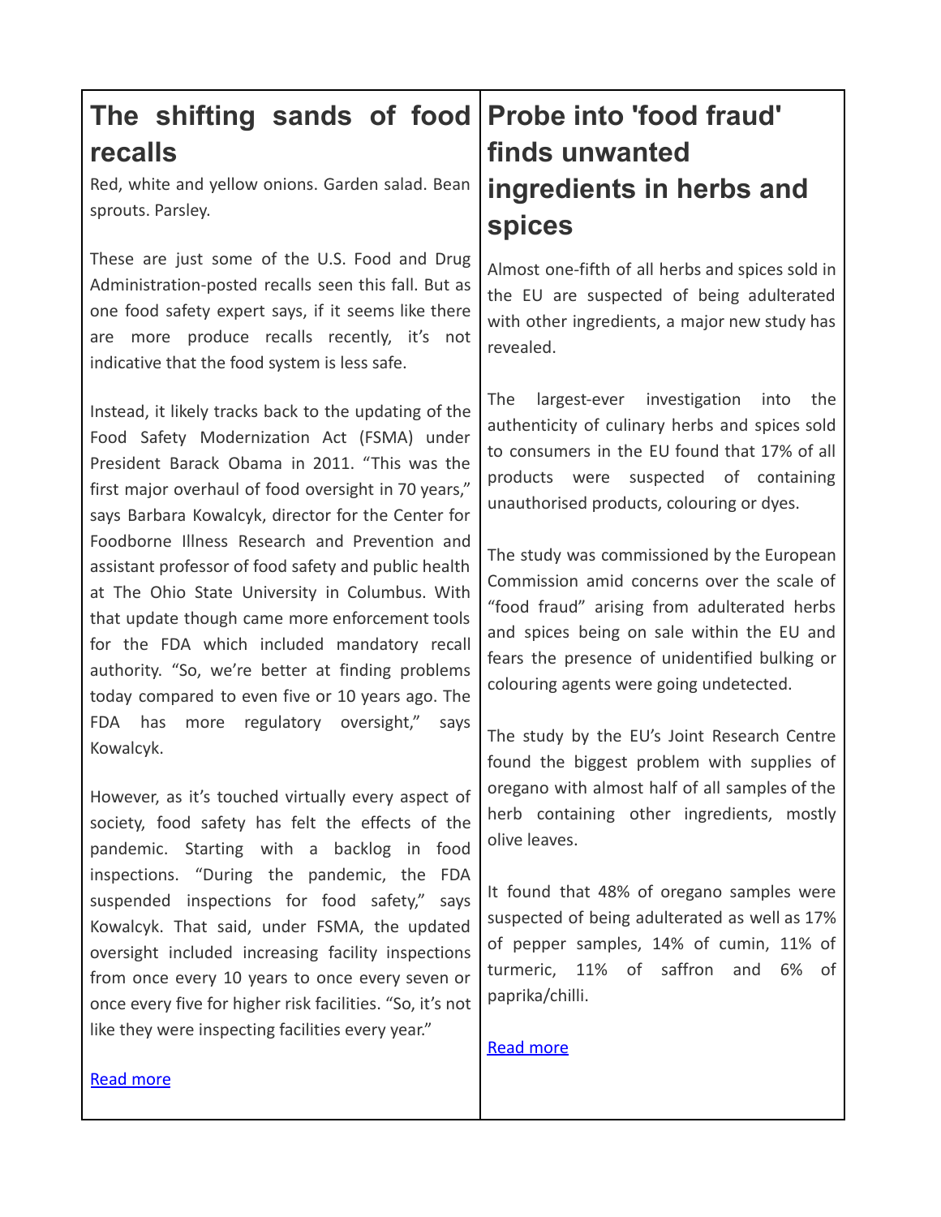## The shifting sands of food recalls

Red, white and yellow onions. Garden salad. Bean sprouts. Parsley.

These are just some of the U.S. Food and Drug Administration-posted recalls seen this fall. But as one food safety expert says, if it seems like there are more produce recalls recently, it's not indicative that the food system is less safe.

Instead, it likely tracks back to the updating of the Food Safety Modernization Act (FSMA) under President Barack Obama in 2011. "This was the first major overhaul of food oversight in 70 years," says Barbara Kowalcyk, director for the Center for Foodborne Illness Research and Prevention and assistant professor of food safety and public health at The Ohio State University in Columbus. With that update though came more enforcement tools for the FDA which included mandatory recall authority. "So, we're better at finding problems today compared to even five or 10 years ago. The FDA has more regulatory oversight," says Kowalcyk.

However, as it's touched virtually every aspect of society, food safety has felt the effects of the pandemic. Starting with a backlog in food inspections. "During the pandemic, the FDA suspended inspections for food safety," says Kowalcyk. That said, under FSMA, the updated oversight included increasing facility inspections from once every 10 years to once every seven or once every five for higher risk facilities. "So, it's not like they were inspecting facilities every year."

Read more

## Probe into 'food fraud' finds unwanted ingredients in herbs and spices

Almost one-fifth of all herbs and spices sold in the EU are suspected of being adulterated with other ingredients, a major new study has revealed.

The largest-ever investigation into the authenticity of culinary herbs and spices sold to consumers in the EU found that 17% of all products were suspected of containing unauthorised products, colouring or dyes.

The study was commissioned by the European Commission amid concerns over the scale of "food fraud" arising from adulterated herbs and spices being on sale within the EU and fears the presence of unidentified bulking or colouring agents were going undetected.

The study by the EU's Joint Research Centre found the biggest problem with supplies of oregano with almost half of all samples of the herb containing other ingredients, mostly olive leaves.

It found that 48% of oregano samples were suspected of being adulterated as well as 17% of pepper samples, 14% of cumin, 11% of turmeric, 11% of saffron and 6% of paprika/chilli.

Read more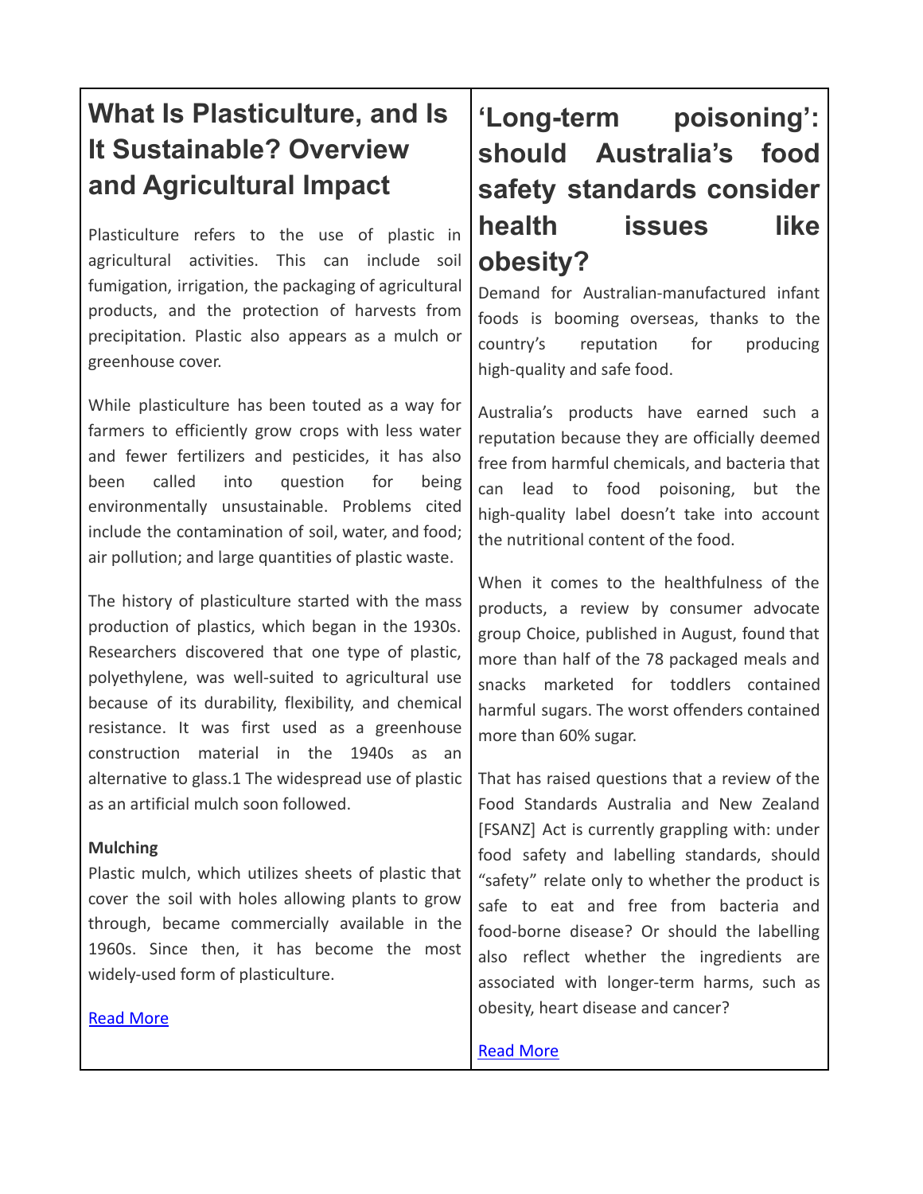## What Is Plasticulture, and Is It Sustainable? Overview and Agricultural Impact

Plasticulture refers to the use of plastic in agricultural activities. This can include soil fumigation, irrigation, the packaging of agricultural products, and the protection of harvests from precipitation. Plastic also appears as a mulch or greenhouse cover.

While plasticulture has been touted as a way for farmers to efficiently grow crops with less water and fewer fertilizers and pesticides, it has also been called into question for being environmentally unsustainable. Problems cited include the contamination of soil, water, and food; air pollution; and large quantities of plastic waste.

The history of plasticulture started with the mass production of plastics, which began in the 1930s. Researchers discovered that one type of plastic, polyethylene, was well-suited to agricultural use because of its durability, flexibility, and chemical resistance. It was first used as a greenhouse construction material in the 1940s as an alternative to glass.1 The widespread use of plastic as an artificial mulch soon followed.

**Mulching**

Plastic mulch, which utilizes sheets of plastic that cover the soil with holes allowing plants to grow through, became commercially available in the 1960s. Since then, it has become the most widely-used form of plasticulture.

[Read More]

## 'Long-term poisoning': should Australia's food safety standards consider health issues like obesity?

Demand for Australian-manufactured infant foods is booming overseas, thanks to the country's reputation for producing high-quality and safe food.

Australia's products have earned such a reputation because they are officially deemed free from harmful chemicals, and bacteria that can lead to food poisoning, but the high-quality label doesn't take into account the nutritional content of the food.

When it comes to the healthfulness of the products, a review by consumer advocate group Choice, published in August, found that more than half of the 78 packaged meals and snacks marketed for toddlers contained harmful sugars. The worst offenders contained more than 60% sugar.

That has raised questions that a review of the Food Standards Australia and New Zealand [FSANZ] Act is currently grappling with: under food safety and labelling standards, should "safety" relate only to whether the product is safe to eat and free from bacteria and food-borne disease? Or should the labelling also reflect whether the ingredients are associated with longer-term harms, such as obesity, heart disease and cancer?

[Read More]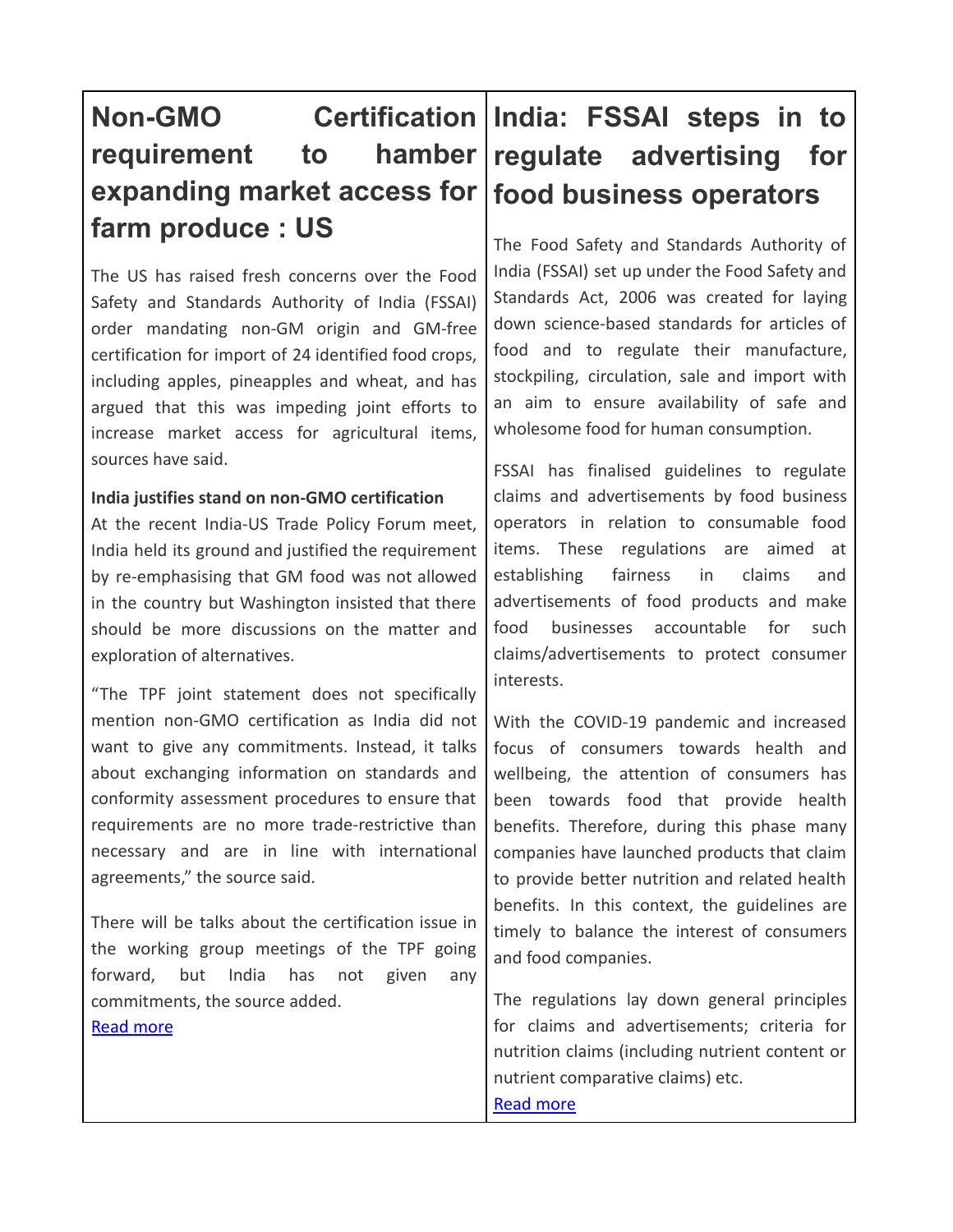## Non-GMO Certification requirement to hamber expanding market access for farm produce : US

The US has raised fresh concerns over the Food Safety and Standards Authority of India (FSSAI) order mandating non-GM origin and GM-free certification for import of 24 identified food crops, including apples, pineapples and wheat, and has argued that this was impeding joint efforts to increase market access for agricultural items, sources have said.

**India justifies stand on non-GMO certification**

At the recent India-US Trade Policy Forum meet, India held its ground and justified the requirement by re-emphasising that GM food was not allowed in the country but Washington insisted that there should be more discussions on the matter and exploration of alternatives.

"The TPF joint statement does not specifically mention non-GMO certification as India did not want to give any commitments. Instead, it talks about exchanging information on standards and conformity assessment procedures to ensure that requirements are no more trade-restrictive than necessary and are in line with international agreements," the source said.

There will be talks about the certification issue in the working group meetings of the TPF going forward, but India has not given any commitments, the source added.

Read more

## India: FSSAI steps in to regulate advertising for food business operators

The Food Safety and Standards Authority of India (FSSAI) set up under the Food Safety and Standards Act, 2006 was created for laying down science-based standards for articles of food and to regulate their manufacture, stockpiling, circulation, sale and import with an aim to ensure availability of safe and wholesome food for human consumption.

FSSAI has finalised guidelines to regulate claims and advertisements by food business operators in relation to consumable food items. These regulations are aimed at establishing fairness in claims and advertisements of food products and make food businesses accountable for such claims/advertisements to protect consumer interests.

With the COVID-19 pandemic and increased focus of consumers towards health and wellbeing, the attention of consumers has been towards food that provide health benefits. Therefore, during this phase many companies have launched products that claim to provide better nutrition and related health benefits. In this context, the guidelines are timely to balance the interest of consumers and food companies.

The regulations lay down general principles for claims and advertisements; criteria for nutrition claims (including nutrient content or nutrient comparative claims) etc.

Read more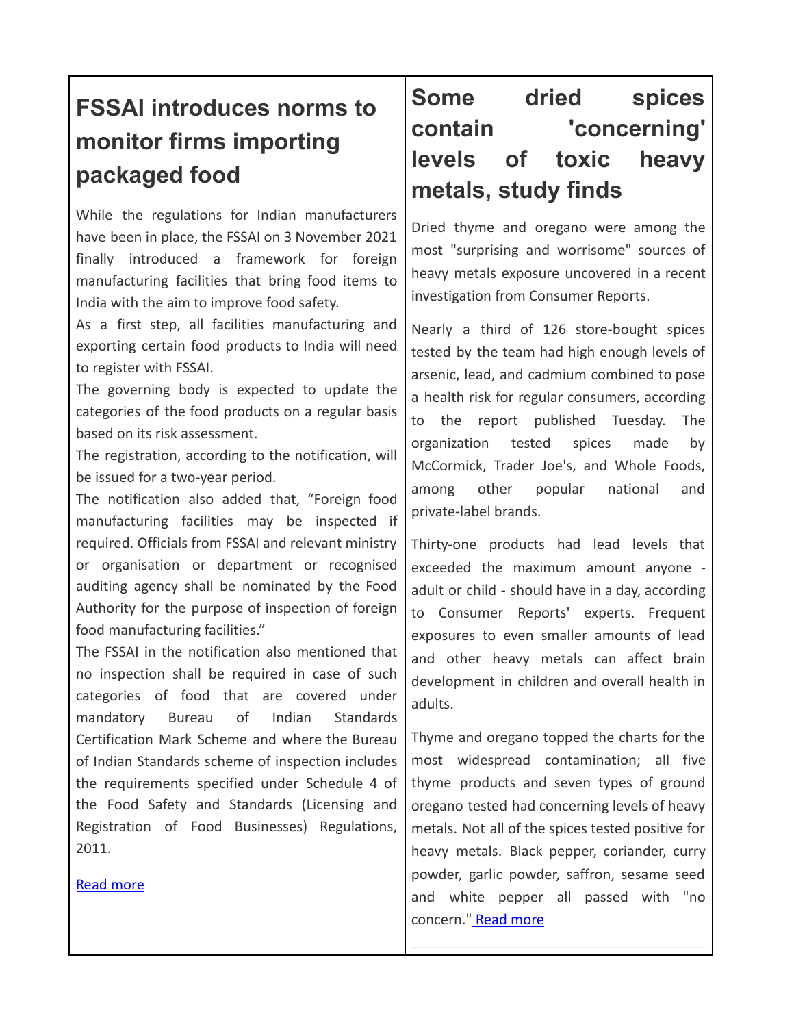## FSSAI introduces norms to monitor firms importing packaged food

While the regulations for Indian manufacturers have been in place, the FSSAI on 3 November 2021 finally introduced a framework for foreign manufacturing facilities that bring food items to India with the aim to improve food safety.

As a first step, all facilities manufacturing and exporting certain food products to India will need to register with FSSAI.

The governing body is expected to update the categories of the food products on a regular basis based on its risk assessment.

The registration, according to the notification, will be issued for a two-year period.

The notification also added that, "Foreign food manufacturing facilities may be inspected if required. Officials from FSSAI and relevant ministry or organisation or department or recognised auditing agency shall be nominated by the Food Authority for the purpose of inspection of foreign food manufacturing facilities."

The FSSAI in the notification also mentioned that no inspection shall be required in case of such categories of food that are covered under mandatory Bureau of Indian Standards Certification Mark Scheme and where the Bureau of Indian Standards scheme of inspection includes the requirements specified under Schedule 4 of the Food Safety and Standards (Licensing and Registration of Food Businesses) Regulations, 2011.

Read more

## Some dried spices contain 'concerning' levels of toxic heavy metals, study finds

Dried thyme and oregano were among the most "surprising and worrisome" sources of heavy metals exposure uncovered in a recent investigation from Consumer Reports.

Nearly a third of 126 store-bought spices tested by the team had high enough levels of arsenic, lead, and cadmium combined to pose a health risk for regular consumers, according to the report published Tuesday. The organization tested spices made by McCormick, Trader Joe's, and Whole Foods, among other popular national and private-label brands.

Thirty-one products had lead levels that exceeded the maximum amount anyone - adult or child - should have in a day, according to Consumer Reports' experts. Frequent exposures to even smaller amounts of lead and other heavy metals can affect brain development in children and overall health in adults.

Thyme and oregano topped the charts for the most widespread contamination; all five thyme products and seven types of ground oregano tested had concerning levels of heavy metals. Not all of the spices tested positive for heavy metals. Black pepper, coriander, curry powder, garlic powder, saffron, sesame seed and white pepper all passed with "no concern." Read more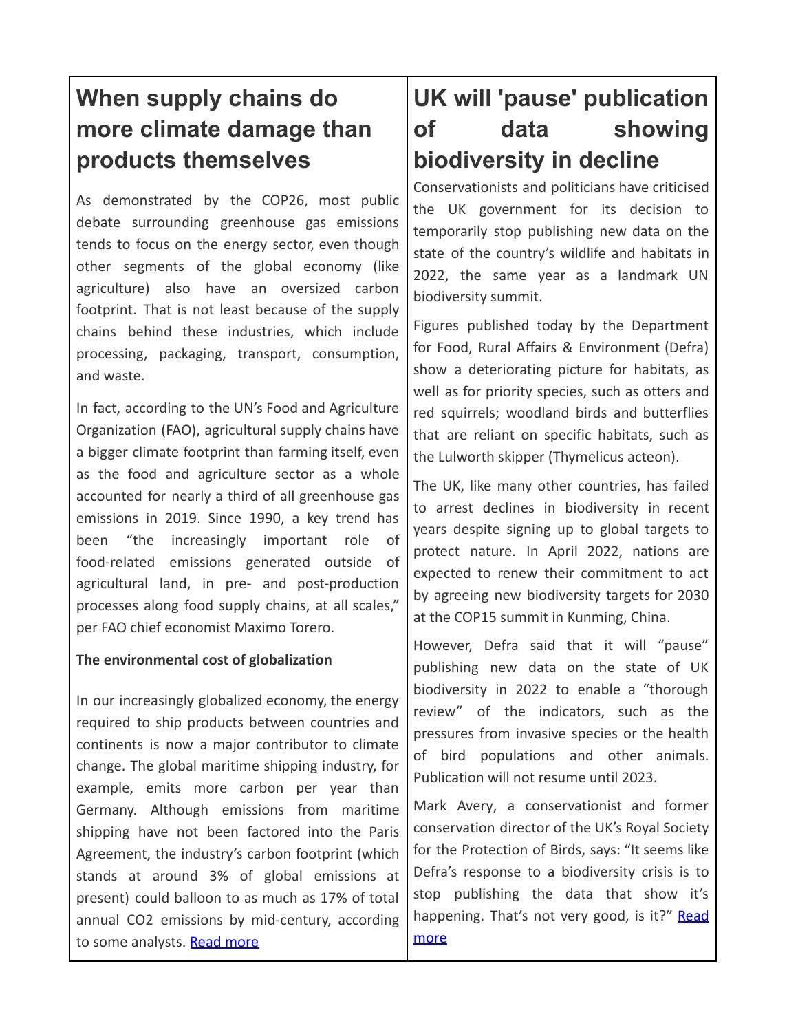## When supply chains do more climate damage than products themselves

As demonstrated by the COP26, most public debate surrounding greenhouse gas emissions tends to focus on the energy sector, even though other segments of the global economy (like agriculture) also have an oversized carbon footprint. That is not least because of the supply chains behind these industries, which include processing, packaging, transport, consumption, and waste.

In fact, according to the UN's Food and Agriculture Organization (FAO), agricultural supply chains have a bigger climate footprint than farming itself, even as the food and agriculture sector as a whole accounted for nearly a third of all greenhouse gas emissions in 2019. Since 1990, a key trend has been "the increasingly important role of food-related emissions generated outside of agricultural land, in pre- and post-production processes along food supply chains, at all scales," per FAO chief economist Maximo Torero.

**The environmental cost of globalization**

In our increasingly globalized economy, the energy required to ship products between countries and continents is now a major contributor to climate change. The global maritime shipping industry, for example, emits more carbon per year than Germany. Although emissions from maritime shipping have not been factored into the Paris Agreement, the industry's carbon footprint (which stands at around 3% of global emissions at present) could balloon to as much as 17% of total annual $CO_2$ emissions by mid-century, according to some analysts. [Read more]

## UK will 'pause' publication of data showing biodiversity in decline

Conservationists and politicians have criticised the UK government for its decision to temporarily stop publishing new data on the state of the country's wildlife and habitats in 2022, the same year as a landmark UN biodiversity summit.

Figures published today by the Department for Food, Rural Affairs & Environment (Defra) show a deteriorating picture for habitats, as well as for priority species, such as otters and red squirrels; woodland birds and butterflies that are reliant on specific habitats, such as the Lulworth skipper (Thymelicus acteon).

The UK, like many other countries, has failed to arrest declines in biodiversity in recent years despite signing up to global targets to protect nature. In April 2022, nations are expected to renew their commitment to act by agreeing new biodiversity targets for 2030 at the COP15 summit in Kunming, China.

However, Defra said that it will "pause" publishing new data on the state of UK biodiversity in 2022 to enable a "thorough review" of the indicators, such as the pressures from invasive species or the health of bird populations and other animals. Publication will not resume until 2023.

Mark Avery, a conservationist and former conservation director of the UK's Royal Society for the Protection of Birds, says: "It seems like Defra's response to a biodiversity crisis is to stop publishing the data that show it's happening. That's not very good, is it?" [Read more]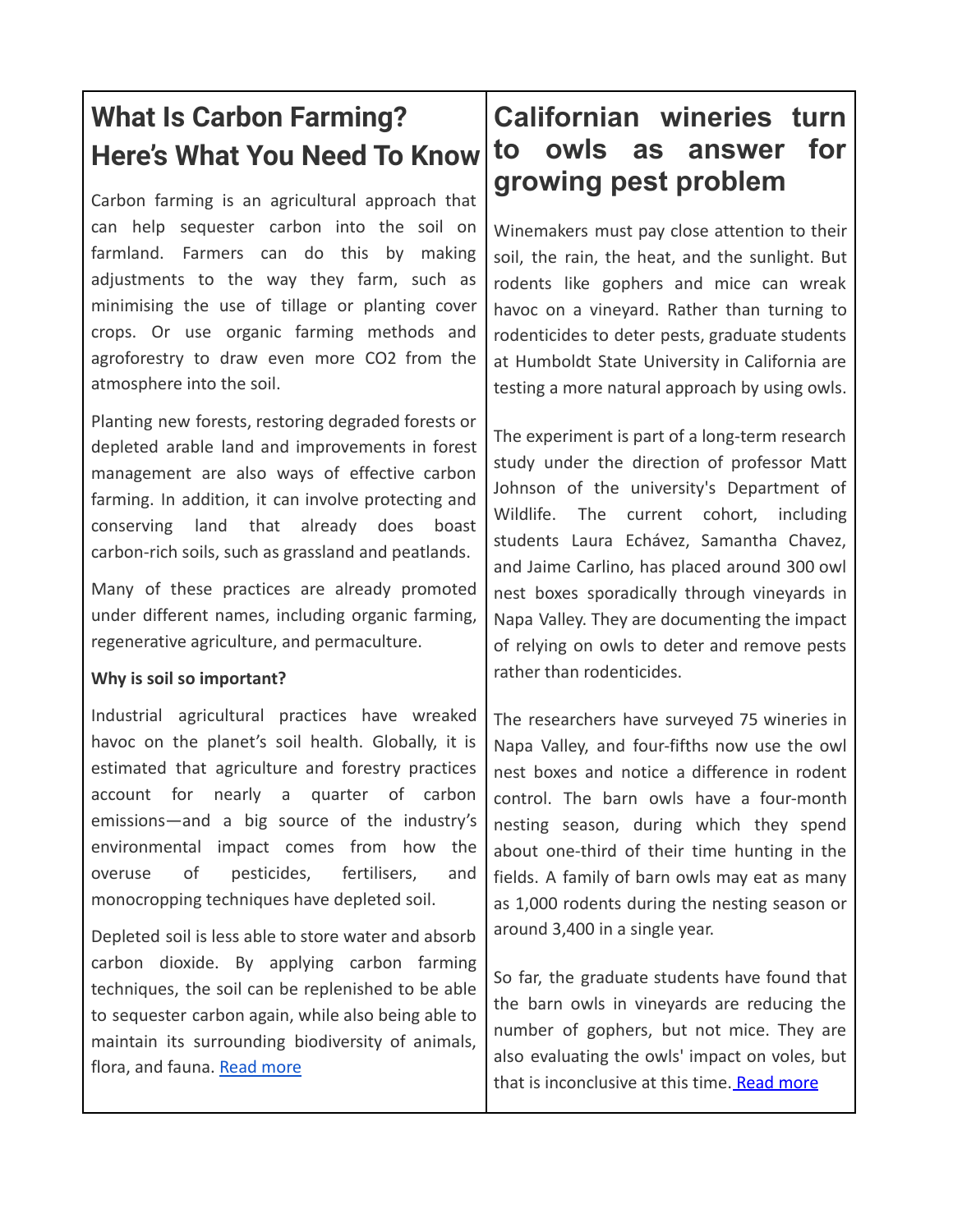## What Is Carbon Farming? Here's What You Need To Know

Carbon farming is an agricultural approach that can help sequester carbon into the soil on farmland. Farmers can do this by making adjustments to the way they farm, such as minimising the use of tillage or planting cover crops. Or use organic farming methods and agroforestry to draw even more CO2 from the atmosphere into the soil.

Planting new forests, restoring degraded forests or depleted arable land and improvements in forest management are also ways of effective carbon farming. In addition, it can involve protecting and conserving land that already does boast carbon-rich soils, such as grassland and peatlands.

Many of these practices are already promoted under different names, including organic farming, regenerative agriculture, and permaculture.

**Why is soil so important?**

Industrial agricultural practices have wreaked havoc on the planet's soil health. Globally, it is estimated that agriculture and forestry practices account for nearly a quarter of carbon emissions—and a big source of the industry's environmental impact comes from how the overuse of pesticides, fertilisers, and monocropping techniques have depleted soil.

Depleted soil is less able to store water and absorb carbon dioxide. By applying carbon farming techniques, the soil can be replenished to be able to sequester carbon again, while also being able to maintain its surrounding biodiversity of animals, flora, and fauna. Read more

## Californian wineries turn to owls as answer for growing pest problem

Winemakers must pay close attention to their soil, the rain, the heat, and the sunlight. But rodents like gophers and mice can wreak havoc on a vineyard. Rather than turning to rodenticides to deter pests, graduate students at Humboldt State University in California are testing a more natural approach by using owls.

The experiment is part of a long-term research study under the direction of professor Matt Johnson of the university's Department of Wildlife. The current cohort, including students Laura Echávez, Samantha Chavez, and Jaime Carlino, has placed around 300 owl nest boxes sporadically through vineyards in Napa Valley. They are documenting the impact of relying on owls to deter and remove pests rather than rodenticides.

The researchers have surveyed 75 wineries in Napa Valley, and four-fifths now use the owl nest boxes and notice a difference in rodent control. The barn owls have a four-month nesting season, during which they spend about one-third of their time hunting in the fields. A family of barn owls may eat as many as 1,000 rodents during the nesting season or around 3,400 in a single year.

So far, the graduate students have found that the barn owls in vineyards are reducing the number of gophers, but not mice. They are also evaluating the owls' impact on voles, but that is inconclusive at this time. Read more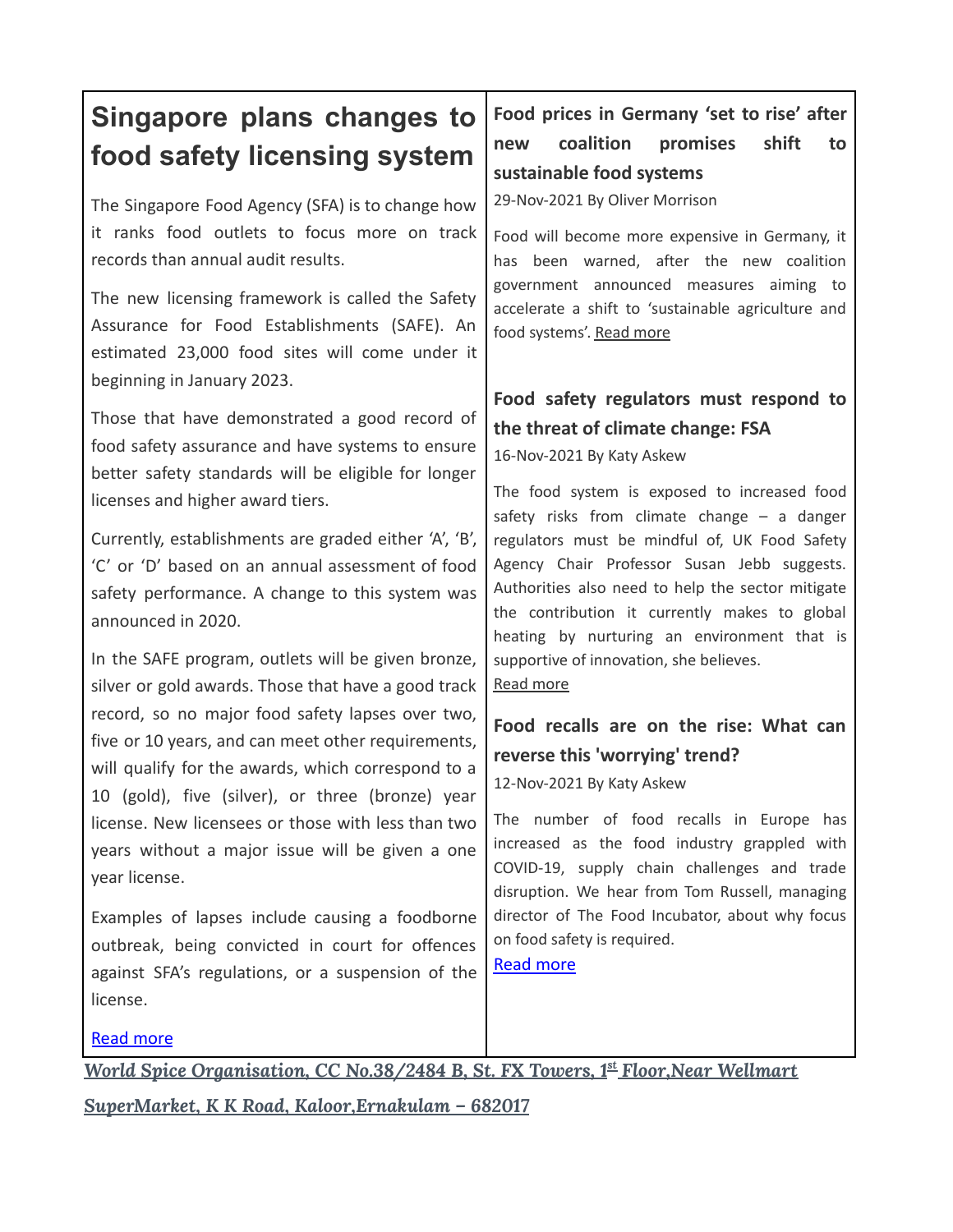## Singapore plans changes to food safety licensing system

The Singapore Food Agency (SFA) is to change how it ranks food outlets to focus more on track records than annual audit results.

The new licensing framework is called the Safety Assurance for Food Establishments (SAFE). An estimated 23,000 food sites will come under it beginning in January 2023.

Those that have demonstrated a good record of food safety assurance and have systems to ensure better safety standards will be eligible for longer licenses and higher award tiers.

Currently, establishments are graded either 'A', 'B', 'C' or 'D' based on an annual assessment of food safety performance. A change to this system was announced in 2020.

In the SAFE program, outlets will be given bronze, silver or gold awards. Those that have a good track record, so no major food safety lapses over two, five or 10 years, and can meet other requirements, will qualify for the awards, which correspond to a 10 (gold), five (silver), or three (bronze) year license. New licensees or those with less than two years without a major issue will be given a one year license.

Examples of lapses include causing a foodborne outbreak, being convicted in court for offences against SFA's regulations, or a suspension of the license.

Read more

### Food prices in Germany 'set to rise' after new coalition promises shift to sustainable food systems

29-Nov-2021 By Oliver Morrison

Food will become more expensive in Germany, it has been warned, after the new coalition government announced measures aiming to accelerate a shift to 'sustainable agriculture and food systems'. Read more

### Food safety regulators must respond to the threat of climate change: FSA

16-Nov-2021 By Katy Askew

The food system is exposed to increased food safety risks from climate change – a danger regulators must be mindful of, UK Food Safety Agency Chair Professor Susan Jebb suggests. Authorities also need to help the sector mitigate the contribution it currently makes to global heating by nurturing an environment that is supportive of innovation, she believes.

Read more

### Food recalls are on the rise: What can reverse this 'worrying' trend?

12-Nov-2021 By Katy Askew

The number of food recalls in Europe has increased as the food industry grappled with COVID-19, supply chain challenges and trade disruption. We hear from Tom Russell, managing director of The Food Incubator, about why focus on food safety is required.

Read more

*World Spice Organisation, CC No.38/2484 B, St. FX Towers, 1st Floor,Near Wellmart SuperMarket, K K Road, Kaloor,Ernakulam – 682017*